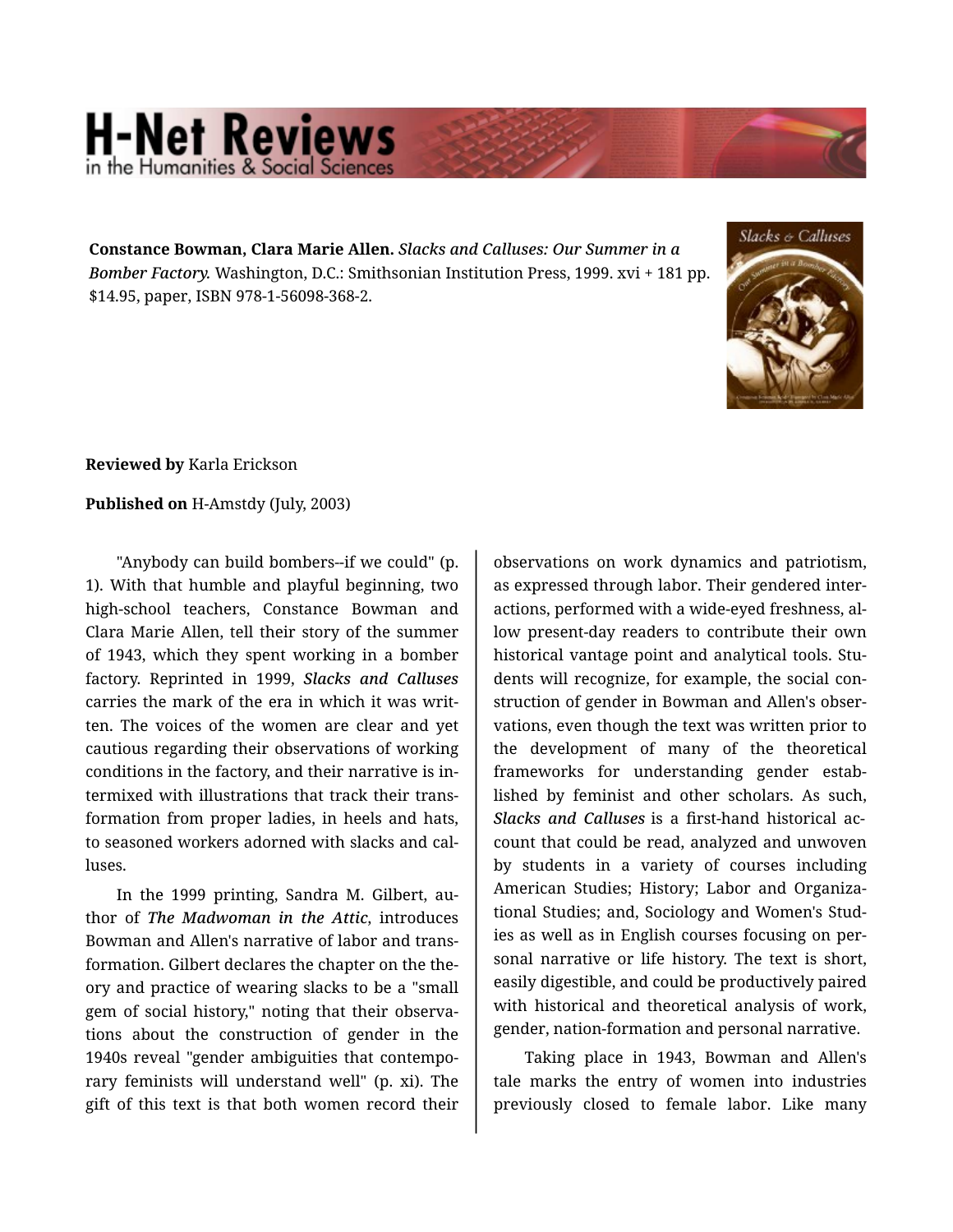**Constance Bowman, Clara Marie Allen.** *Slacks and Calluses: Our Summer in a Bomber Factory.* Washington, D.C.: Smithsonian Institution Press, 1999. xvi + 181 pp. $14.95, paper, ISBN 978-1-56098-368-2.

**Reviewed by** Karla Erickson

**Published on** H-Amstdy (July, 2003)

"Anybody can build bombers--if we could" (p. 1). With that humble and playful beginning, two high-school teachers, Constance Bowman and Clara Marie Allen, tell their story of the summer of 1943, which they spent working in a bomber factory. Reprinted in 1999, ***Slacks and Calluses*** carries the mark of the era in which it was written. The voices of the women are clear and yet cautious regarding their observations of working conditions in the factory, and their narrative is intermixed with illustrations that track their transformation from proper ladies, in heels and hats, to seasoned workers adorned with slacks and calluses.

In the 1999 printing, Sandra M. Gilbert, author of ***The Madwoman in the Attic***, introduces Bowman and Allen's narrative of labor and transformation. Gilbert declares the chapter on the theory and practice of wearing slacks to be a "small gem of social history," noting that their observations about the construction of gender in the 1940s reveal "gender ambiguities that contemporary feminists will understand well" (p. xi). The gift of this text is that both women record their observations on work dynamics and patriotism, as expressed through labor. Their gendered interactions, performed with a wide-eyed freshness, allow present-day readers to contribute their own historical vantage point and analytical tools. Students will recognize, for example, the social construction of gender in Bowman and Allen's observations, even though the text was written prior to the development of many of the theoretical frameworks for understanding gender established by feminist and other scholars. As such, ***Slacks and Calluses*** is a first-hand historical account that could be read, analyzed and unwoven by students in a variety of courses including American Studies; History; Labor and Organizational Studies; and, Sociology and Women's Studies as well as in English courses focusing on personal narrative or life history. The text is short, easily digestible, and could be productively paired with historical and theoretical analysis of work, gender, nation-formation and personal narrative.

Taking place in 1943, Bowman and Allen's tale marks the entry of women into industries previously closed to female labor. Like many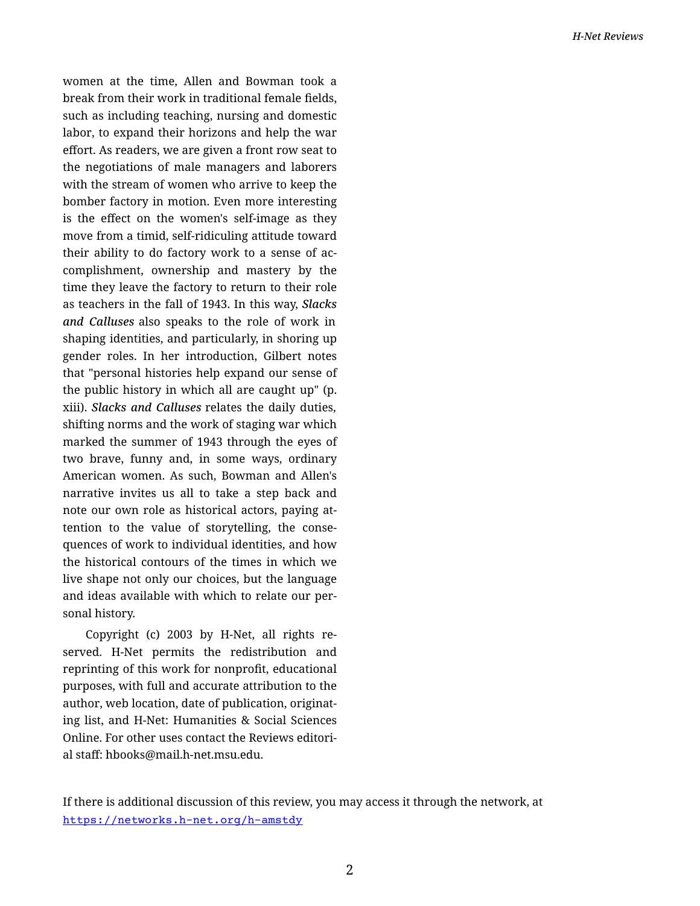women at the time, Allen and Bowman took a break from their work in traditional female fields, such as including teaching, nursing and domestic labor, to expand their horizons and help the war effort. As readers, we are given a front row seat to the negotiations of male managers and laborers with the stream of women who arrive to keep the bomber factory in motion. Even more interesting is the effect on the women's self-image as they move from a timid, self-ridiculing attitude toward their ability to do factory work to a sense of accomplishment, ownership and mastery by the time they leave the factory to return to their role as teachers in the fall of 1943. In this way, ***Slacks and Calluses*** also speaks to the role of work in shaping identities, and particularly, in shoring up gender roles. In her introduction, Gilbert notes that "personal histories help expand our sense of the public history in which all are caught up" (p. xiii). ***Slacks and Calluses*** relates the daily duties, shifting norms and the work of staging war which marked the summer of 1943 through the eyes of two brave, funny and, in some ways, ordinary American women. As such, Bowman and Allen's narrative invites us all to take a step back and note our own role as historical actors, paying attention to the value of storytelling, the consequences of work to individual identities, and how the historical contours of the times in which we live shape not only our choices, but the language and ideas available with which to relate our personal history.

Copyright (c) 2003 by H-Net, all rights reserved. H-Net permits the redistribution and reprinting of this work for nonprofit, educational purposes, with full and accurate attribution to the author, web location, date of publication, originating list, and H-Net: Humanities & Social Sciences Online. For other uses contact the Reviews editorial staff: hbooks@mail.h-net.msu.edu.

If there is additional discussion of this review, you may access it through the network, at https://networks.h-net.org/h-amstdy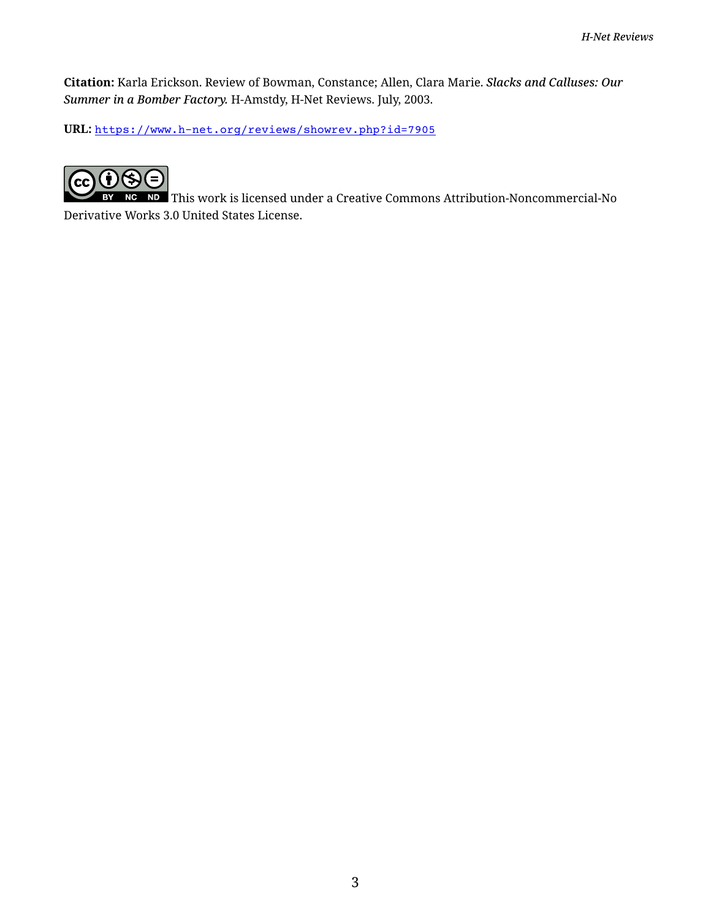**Citation:** Karla Erickson. Review of Bowman, Constance; Allen, Clara Marie. ***Slacks and Calluses: Our Summer in a Bomber Factory.*** H-Amstdy, H-Net Reviews. July, 2003.

**URL:** https://www.h-net.org/reviews/showrev.php?id=7905

This work is licensed under a Creative Commons Attribution-Noncommercial-No Derivative Works 3.0 United States License.